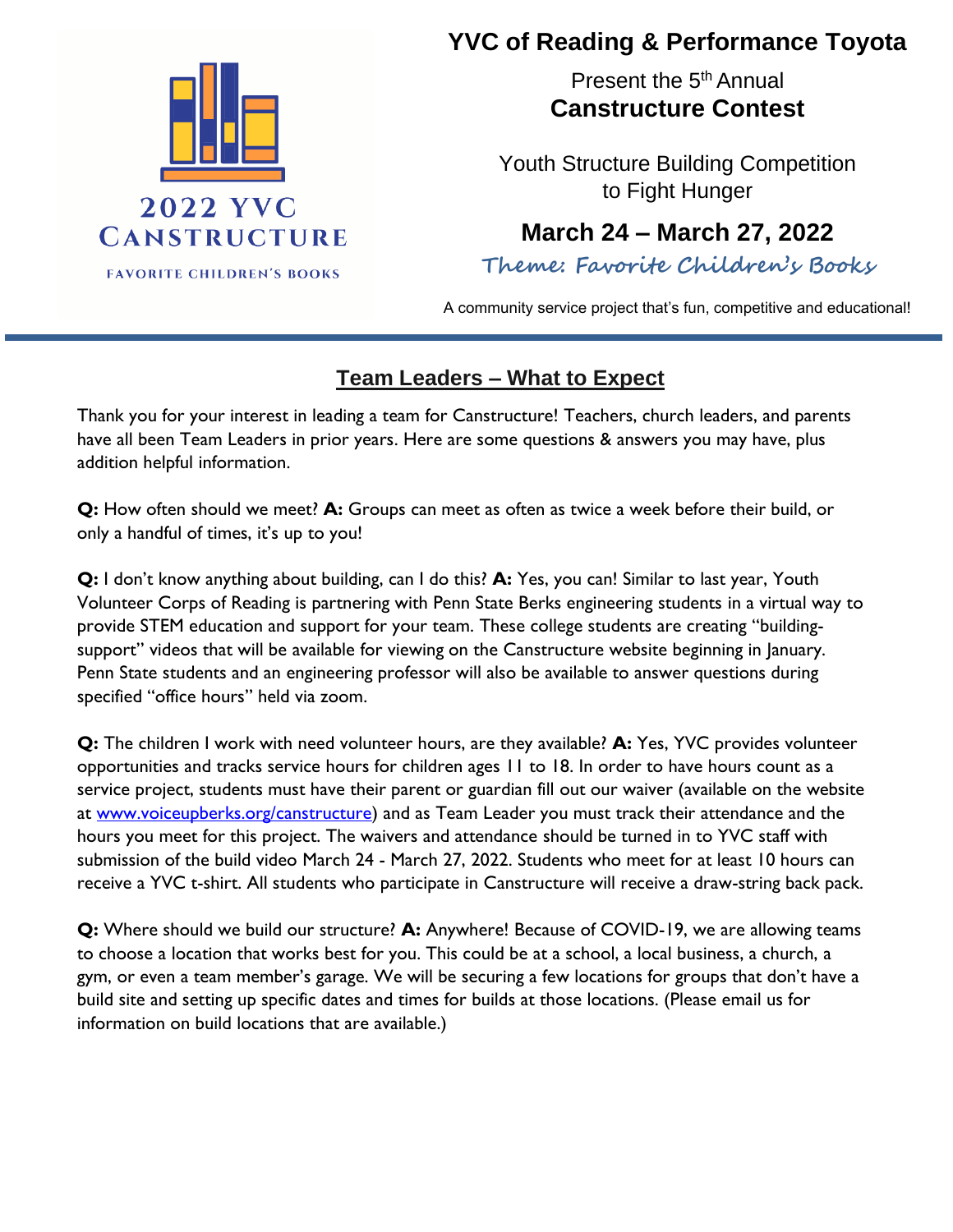2022 YVC CANSTRUCTURE

FAVORITE CHILDREN'S BOOKS

# YVC of Reading & Performance Toyota

Present the 5th Annual

## Canstructure Contest

Youth Structure Building Competition to Fight Hunger

### March 24 – March 27, 2022

*Theme: Favorite Children's Books*

A community service project that's fun, competitive and educational!

---

## Team Leaders – What to Expect

Thank you for your interest in leading a team for Canstructure! Teachers, church leaders, and parents have all been Team Leaders in prior years. Here are some questions & answers you may have, plus addition helpful information.

**Q:** How often should we meet? **A:** Groups can meet as often as twice a week before their build, or only a handful of times, it's up to you!

**Q:** I don't know anything about building, can I do this? **A:** Yes, you can! Similar to last year, Youth Volunteer Corps of Reading is partnering with Penn State Berks engineering students in a virtual way to provide STEM education and support for your team. These college students are creating "building-support" videos that will be available for viewing on the Canstructure website beginning in January. Penn State students and an engineering professor will also be available to answer questions during specified "office hours" held via zoom.

**Q:** The children I work with need volunteer hours, are they available? **A:** Yes, YVC provides volunteer opportunities and tracks service hours for children ages 11 to 18. In order to have hours count as a service project, students must have their parent or guardian fill out our waiver (available on the website at [www.voiceupberks.org/canstructure](http://www.voiceupberks.org/canstructure)) and as Team Leader you must track their attendance and the hours you meet for this project. The waivers and attendance should be turned in to YVC staff with submission of the build video March 24 - March 27, 2022. Students who meet for at least 10 hours can receive a YVC t-shirt. All students who participate in Canstructure will receive a draw-string back pack.

**Q:** Where should we build our structure? **A:** Anywhere! Because of COVID-19, we are allowing teams to choose a location that works best for you. This could be at a school, a local business, a church, a gym, or even a team member's garage. We will be securing a few locations for groups that don't have a build site and setting up specific dates and times for builds at those locations. (Please email us for information on build locations that are available.)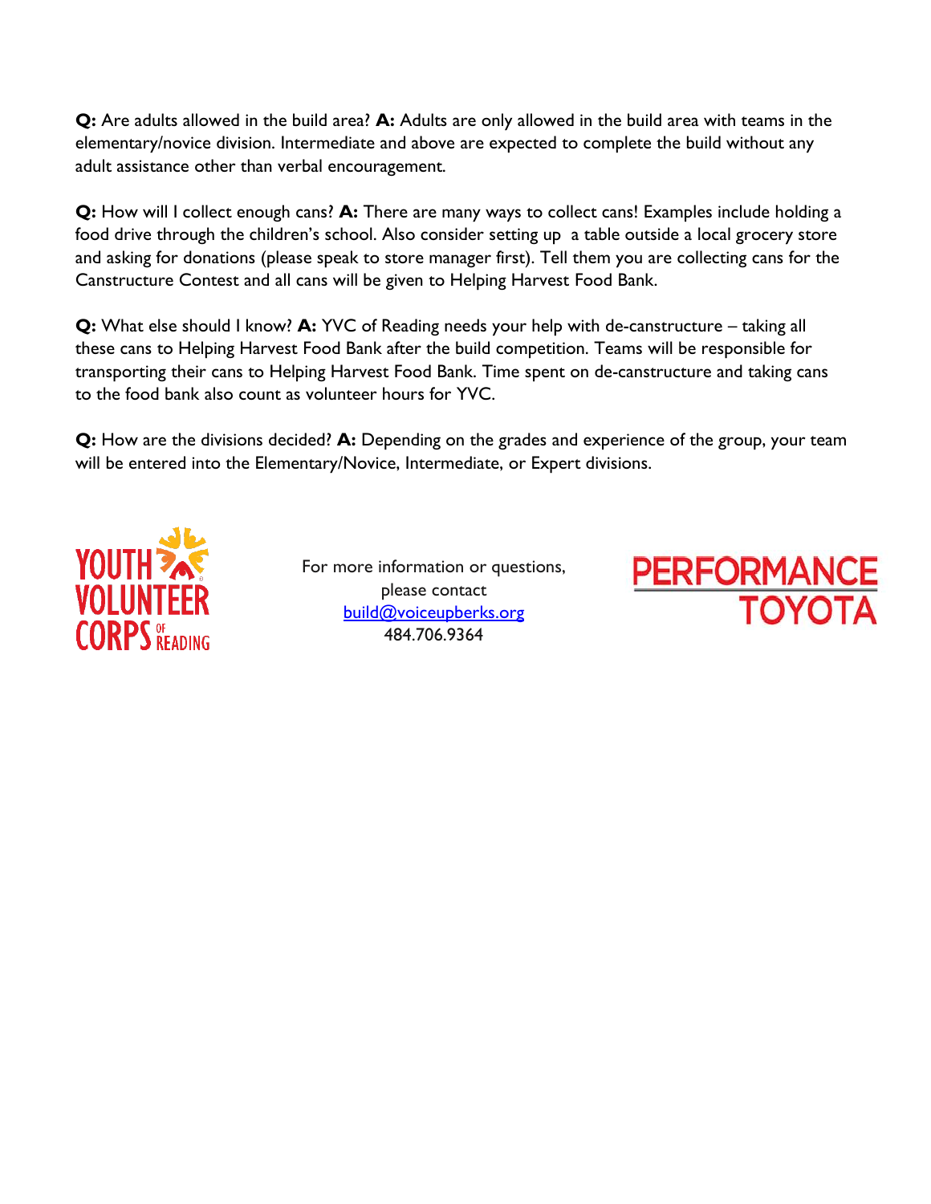**Q:** Are adults allowed in the build area? **A:** Adults are only allowed in the build area with teams in the elementary/novice division. Intermediate and above are expected to complete the build without any adult assistance other than verbal encouragement.

**Q:** How will I collect enough cans? **A:** There are many ways to collect cans! Examples include holding a food drive through the children's school. Also consider setting up a table outside a local grocery store and asking for donations (please speak to store manager first). Tell them you are collecting cans for the Canstructure Contest and all cans will be given to Helping Harvest Food Bank.

**Q:** What else should I know? **A:** YVC of Reading needs your help with de-canstructure – taking all these cans to Helping Harvest Food Bank after the build competition. Teams will be responsible for transporting their cans to Helping Harvest Food Bank. Time spent on de-canstructure and taking cans to the food bank also count as volunteer hours for YVC.

**Q:** How are the divisions decided? **A:** Depending on the grades and experience of the group, your team will be entered into the Elementary/Novice, Intermediate, or Expert divisions.

YOUTH VOLUNTEER CORPS OF READING

For more information or questions,
please contact
build@voiceupberks.org
484.706.9364

PERFORMANCE TOYOTA